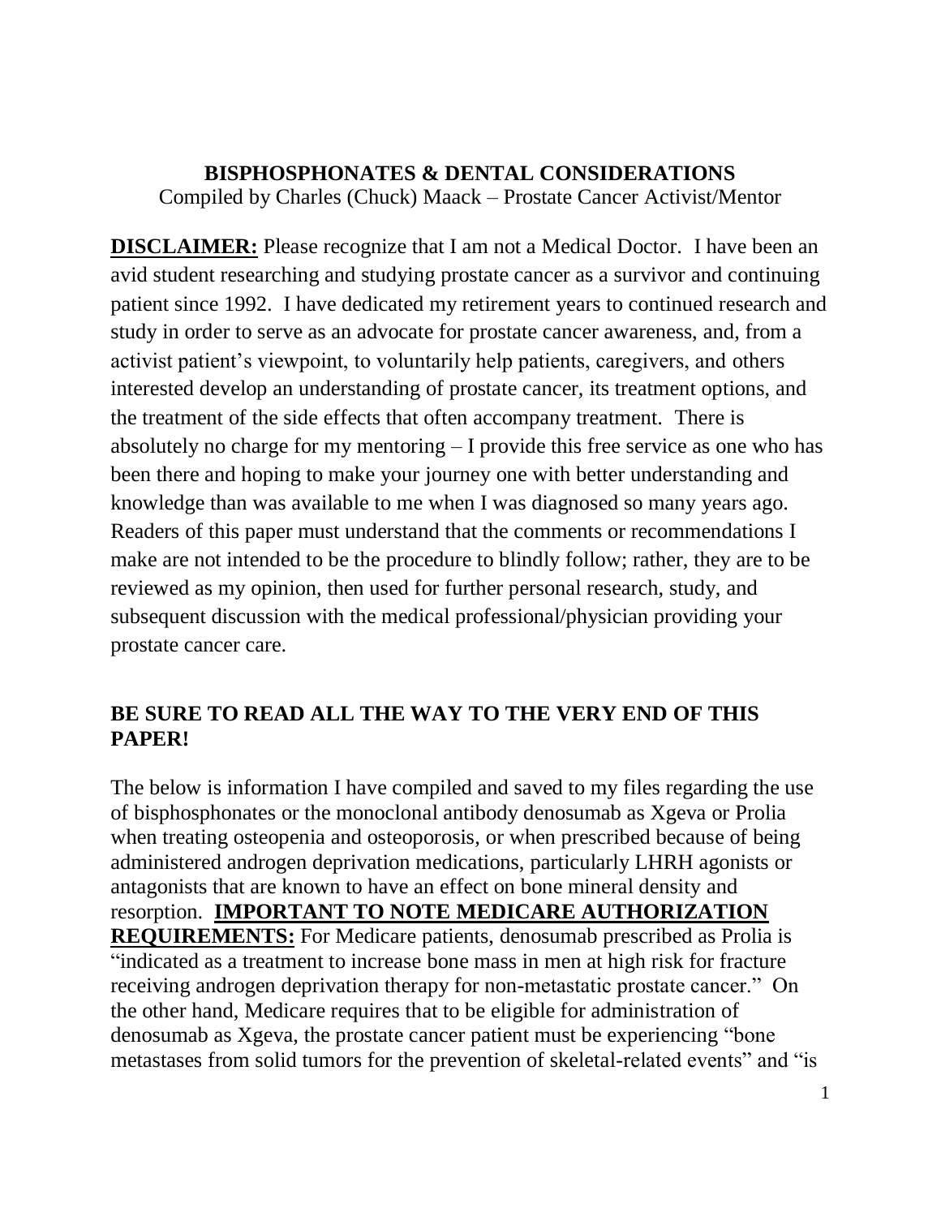# BISPHOSPHONATES & DENTAL CONSIDERATIONS

Compiled by Charles (Chuck) Maack – Prostate Cancer Activist/Mentor

**DISCLAIMER:** Please recognize that I am not a Medical Doctor. I have been an avid student researching and studying prostate cancer as a survivor and continuing patient since 1992. I have dedicated my retirement years to continued research and study in order to serve as an advocate for prostate cancer awareness, and, from a activist patient's viewpoint, to voluntarily help patients, caregivers, and others interested develop an understanding of prostate cancer, its treatment options, and the treatment of the side effects that often accompany treatment. There is absolutely no charge for my mentoring – I provide this free service as one who has been there and hoping to make your journey one with better understanding and knowledge than was available to me when I was diagnosed so many years ago. Readers of this paper must understand that the comments or recommendations I make are not intended to be the procedure to blindly follow; rather, they are to be reviewed as my opinion, then used for further personal research, study, and subsequent discussion with the medical professional/physician providing your prostate cancer care.

**BE SURE TO READ ALL THE WAY TO THE VERY END OF THIS PAPER!**

The below is information I have compiled and saved to my files regarding the use of bisphosphonates or the monoclonal antibody denosumab as Xgeva or Prolia when treating osteopenia and osteoporosis, or when prescribed because of being administered androgen deprivation medications, particularly LHRH agonists or antagonists that are known to have an effect on bone mineral density and resorption. **IMPORTANT TO NOTE MEDICARE AUTHORIZATION REQUIREMENTS:** For Medicare patients, denosumab prescribed as Prolia is "indicated as a treatment to increase bone mass in men at high risk for fracture receiving androgen deprivation therapy for non-metastatic prostate cancer." On the other hand, Medicare requires that to be eligible for administration of denosumab as Xgeva, the prostate cancer patient must be experiencing "bone metastases from solid tumors for the prevention of skeletal-related events" and "is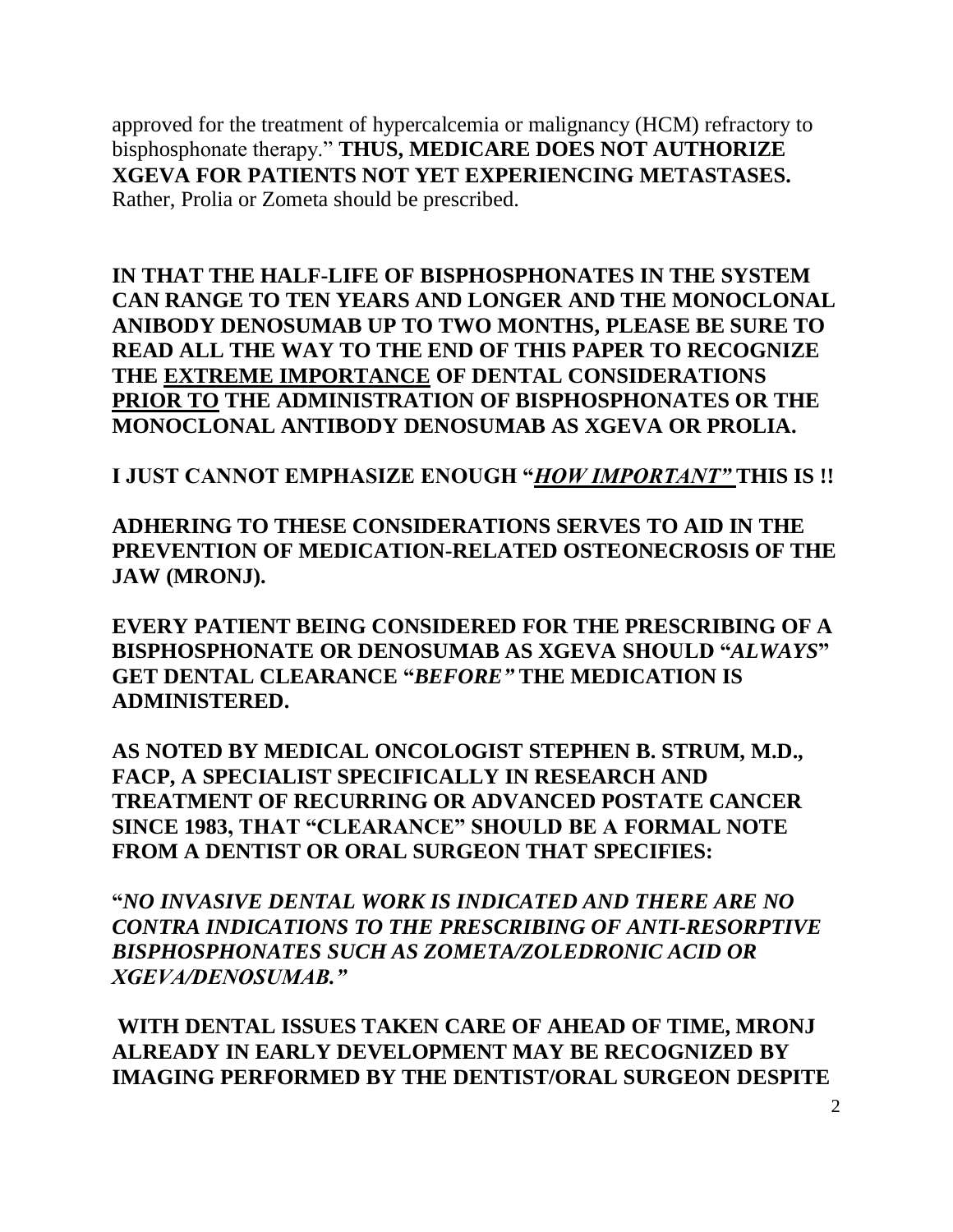approved for the treatment of hypercalcemia or malignancy (HCM) refractory to bisphosphonate therapy." **THUS, MEDICARE DOES NOT AUTHORIZE XGEVA FOR PATIENTS NOT YET EXPERIENCING METASTASES.** Rather, Prolia or Zometa should be prescribed.

**IN THAT THE HALF-LIFE OF BISPHOSPHONATES IN THE SYSTEM CAN RANGE TO TEN YEARS AND LONGER AND THE MONOCLONAL ANIBODY DENOSUMAB UP TO TWO MONTHS, PLEASE BE SURE TO READ ALL THE WAY TO THE END OF THIS PAPER TO RECOGNIZE THE <u>EXTREME IMPORTANCE</u> OF DENTAL CONSIDERATIONS <u>PRIOR TO</u> THE ADMINISTRATION OF BISPHOSPHONATES OR THE MONOCLONAL ANTIBODY DENOSUMAB AS XGEVA OR PROLIA.**

**I JUST CANNOT EMPHASIZE ENOUGH "*<u>HOW IMPORTANT"</u>* THIS IS !!**

**ADHERING TO THESE CONSIDERATIONS SERVES TO AID IN THE PREVENTION OF MEDICATION-RELATED OSTEONECROSIS OF THE JAW (MRONJ).**

**EVERY PATIENT BEING CONSIDERED FOR THE PRESCRIBING OF A BISPHOSPHONATE OR DENOSUMAB AS XGEVA SHOULD "*ALWAYS*" GET DENTAL CLEARANCE "*BEFORE"* THE MEDICATION IS ADMINISTERED.**

**AS NOTED BY MEDICAL ONCOLOGIST STEPHEN B. STRUM, M.D., FACP, A SPECIALIST SPECIFICALLY IN RESEARCH AND TREATMENT OF RECURRING OR ADVANCED POSTATE CANCER SINCE 1983, THAT "CLEARANCE" SHOULD BE A FORMAL NOTE FROM A DENTIST OR ORAL SURGEON THAT SPECIFIES:**

**"*NO INVASIVE DENTAL WORK IS INDICATED AND THERE ARE NO CONTRA INDICATIONS TO THE PRESCRIBING OF ANTI-RESORPTIVE BISPHOSPHONATES SUCH AS ZOMETA/ZOLEDRONIC ACID OR XGEVA/DENOSUMAB."***

**WITH DENTAL ISSUES TAKEN CARE OF AHEAD OF TIME, MRONJ ALREADY IN EARLY DEVELOPMENT MAY BE RECOGNIZED BY IMAGING PERFORMED BY THE DENTIST/ORAL SURGEON DESPITE**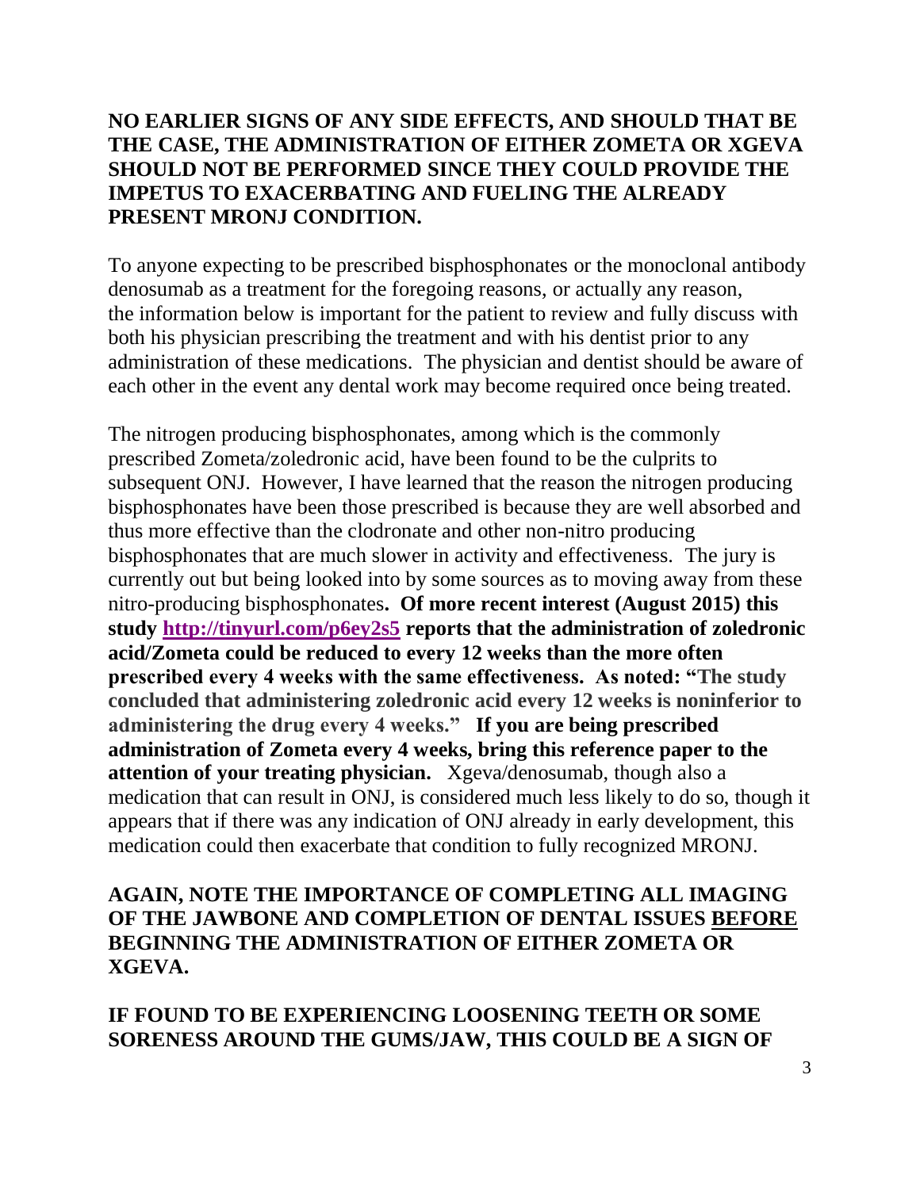**NO EARLIER SIGNS OF ANY SIDE EFFECTS, AND SHOULD THAT BE THE CASE, THE ADMINISTRATION OF EITHER ZOMETA OR XGEVA SHOULD NOT BE PERFORMED SINCE THEY COULD PROVIDE THE IMPETUS TO EXACERBATING AND FUELING THE ALREADY PRESENT MRONJ CONDITION.**

To anyone expecting to be prescribed bisphosphonates or the monoclonal antibody denosumab as a treatment for the foregoing reasons, or actually any reason, the information below is important for the patient to review and fully discuss with both his physician prescribing the treatment and with his dentist prior to any administration of these medications. The physician and dentist should be aware of each other in the event any dental work may become required once being treated.

The nitrogen producing bisphosphonates, among which is the commonly prescribed Zometa/zoledronic acid, have been found to be the culprits to subsequent ONJ. However, I have learned that the reason the nitrogen producing bisphosphonates have been those prescribed is because they are well absorbed and thus more effective than the clodronate and other non-nitro producing bisphosphonates that are much slower in activity and effectiveness. The jury is currently out but being looked into by some sources as to moving away from these nitro-producing bisphosphonates**. Of more recent interest (August 2015) this study [http://tinyurl.com/p6ey2s5](http://tinyurl.com/p6ey2s5) reports that the administration of zoledronic acid/Zometa could be reduced to every 12 weeks than the more often prescribed every 4 weeks with the same effectiveness. As noted: "The study concluded that administering zoledronic acid every 12 weeks is noninferior to administering the drug every 4 weeks." If you are being prescribed administration of Zometa every 4 weeks, bring this reference paper to the attention of your treating physician.** Xgeva/denosumab, though also a medication that can result in ONJ, is considered much less likely to do so, though it appears that if there was any indication of ONJ already in early development, this medication could then exacerbate that condition to fully recognized MRONJ.

**AGAIN, NOTE THE IMPORTANCE OF COMPLETING ALL IMAGING OF THE JAWBONE AND COMPLETION OF DENTAL ISSUES <u>BEFORE</u> BEGINNING THE ADMINISTRATION OF EITHER ZOMETA OR XGEVA.**

**IF FOUND TO BE EXPERIENCING LOOSENING TEETH OR SOME SORENESS AROUND THE GUMS/JAW, THIS COULD BE A SIGN OF**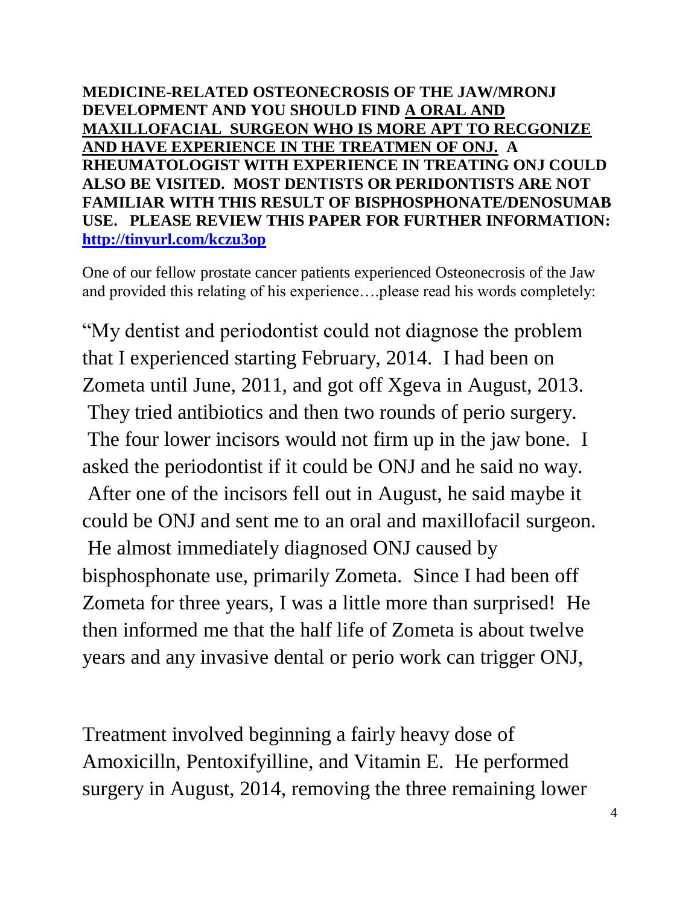**MEDICINE-RELATED OSTEONECROSIS OF THE JAW/MRONJ DEVELOPMENT AND YOU SHOULD FIND <u>A ORAL AND MAXILLOFACIAL SURGEON WHO IS MORE APT TO RECGONIZE AND HAVE EXPERIENCE IN THE TREATMEN OF ONJ.</u> A RHEUMATOLOGIST WITH EXPERIENCE IN TREATING ONJ COULD ALSO BE VISITED. MOST DENTISTS OR PERIDONTISTS ARE NOT FAMILIAR WITH THIS RESULT OF BISPHOSPHONATE/DENOSUMAB USE. PLEASE REVIEW THIS PAPER FOR FURTHER INFORMATION: [http://tinyurl.com/kczu3op](http://tinyurl.com/kczu3op)**

One of our fellow prostate cancer patients experienced Osteonecrosis of the Jaw and provided this relating of his experience….please read his words completely:

"My dentist and periodontist could not diagnose the problem that I experienced starting February, 2014. I had been on Zometa until June, 2011, and got off Xgeva in August, 2013. They tried antibiotics and then two rounds of perio surgery. The four lower incisors would not firm up in the jaw bone. I asked the periodontist if it could be ONJ and he said no way. After one of the incisors fell out in August, he said maybe it could be ONJ and sent me to an oral and maxillofacil surgeon. He almost immediately diagnosed ONJ caused by bisphosphonate use, primarily Zometa. Since I had been off Zometa for three years, I was a little more than surprised! He then informed me that the half life of Zometa is about twelve years and any invasive dental or perio work can trigger ONJ,

Treatment involved beginning a fairly heavy dose of Amoxicilln, Pentoxifyilline, and Vitamin E. He performed surgery in August, 2014, removing the three remaining lower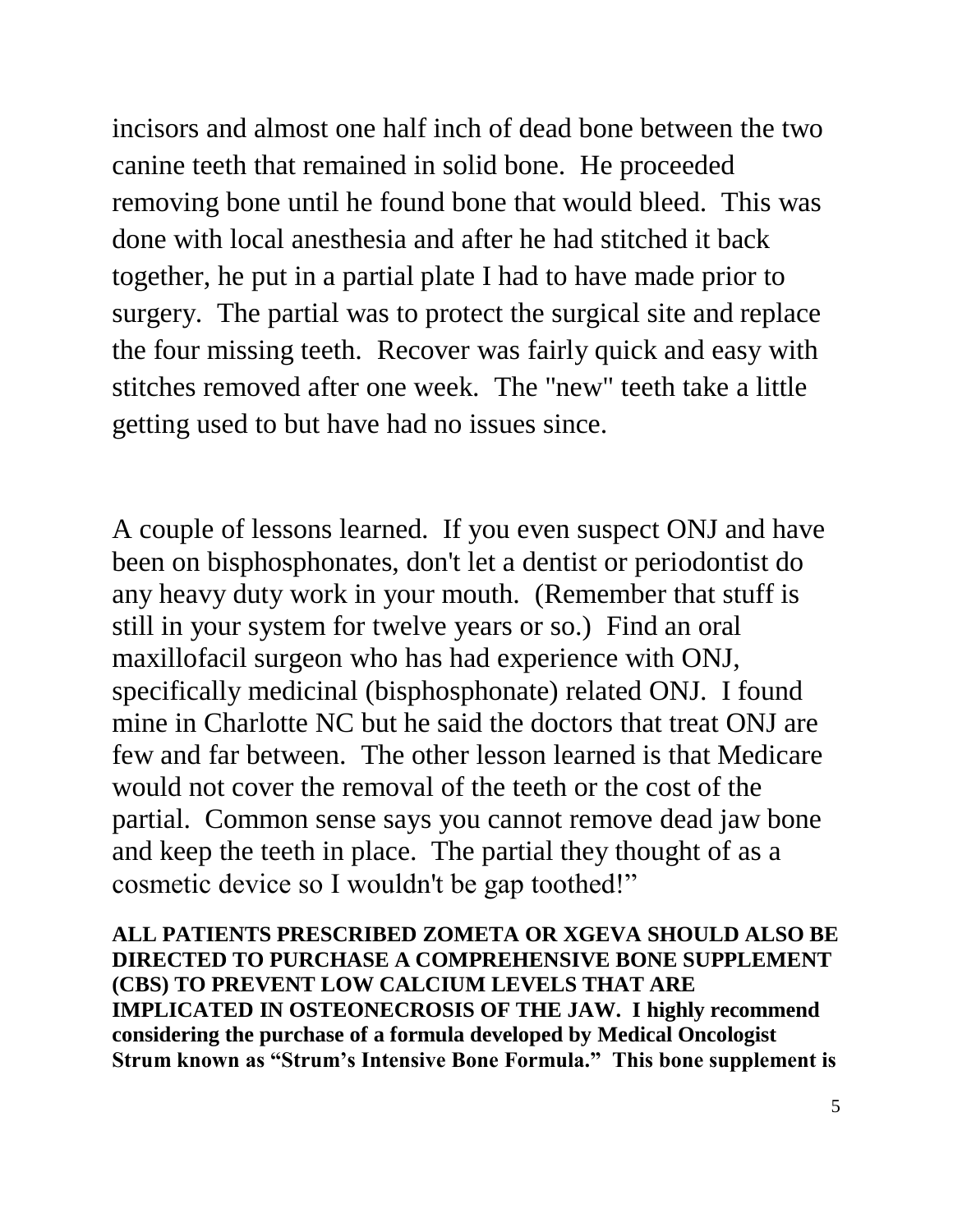incisors and almost one half inch of dead bone between the two canine teeth that remained in solid bone. He proceeded removing bone until he found bone that would bleed. This was done with local anesthesia and after he had stitched it back together, he put in a partial plate I had to have made prior to surgery. The partial was to protect the surgical site and replace the four missing teeth. Recover was fairly quick and easy with stitches removed after one week. The "new" teeth take a little getting used to but have had no issues since.

A couple of lessons learned. If you even suspect ONJ and have been on bisphosphonates, don't let a dentist or periodontist do any heavy duty work in your mouth. (Remember that stuff is still in your system for twelve years or so.) Find an oral maxillofacil surgeon who has had experience with ONJ, specifically medicinal (bisphosphonate) related ONJ. I found mine in Charlotte NC but he said the doctors that treat ONJ are few and far between. The other lesson learned is that Medicare would not cover the removal of the teeth or the cost of the partial. Common sense says you cannot remove dead jaw bone and keep the teeth in place. The partial they thought of as a cosmetic device so I wouldn't be gap toothed!"

**ALL PATIENTS PRESCRIBED ZOMETA OR XGEVA SHOULD ALSO BE DIRECTED TO PURCHASE A COMPREHENSIVE BONE SUPPLEMENT (CBS) TO PREVENT LOW CALCIUM LEVELS THAT ARE IMPLICATED IN OSTEONECROSIS OF THE JAW. I highly recommend considering the purchase of a formula developed by Medical Oncologist Strum known as "Strum's Intensive Bone Formula." This bone supplement is**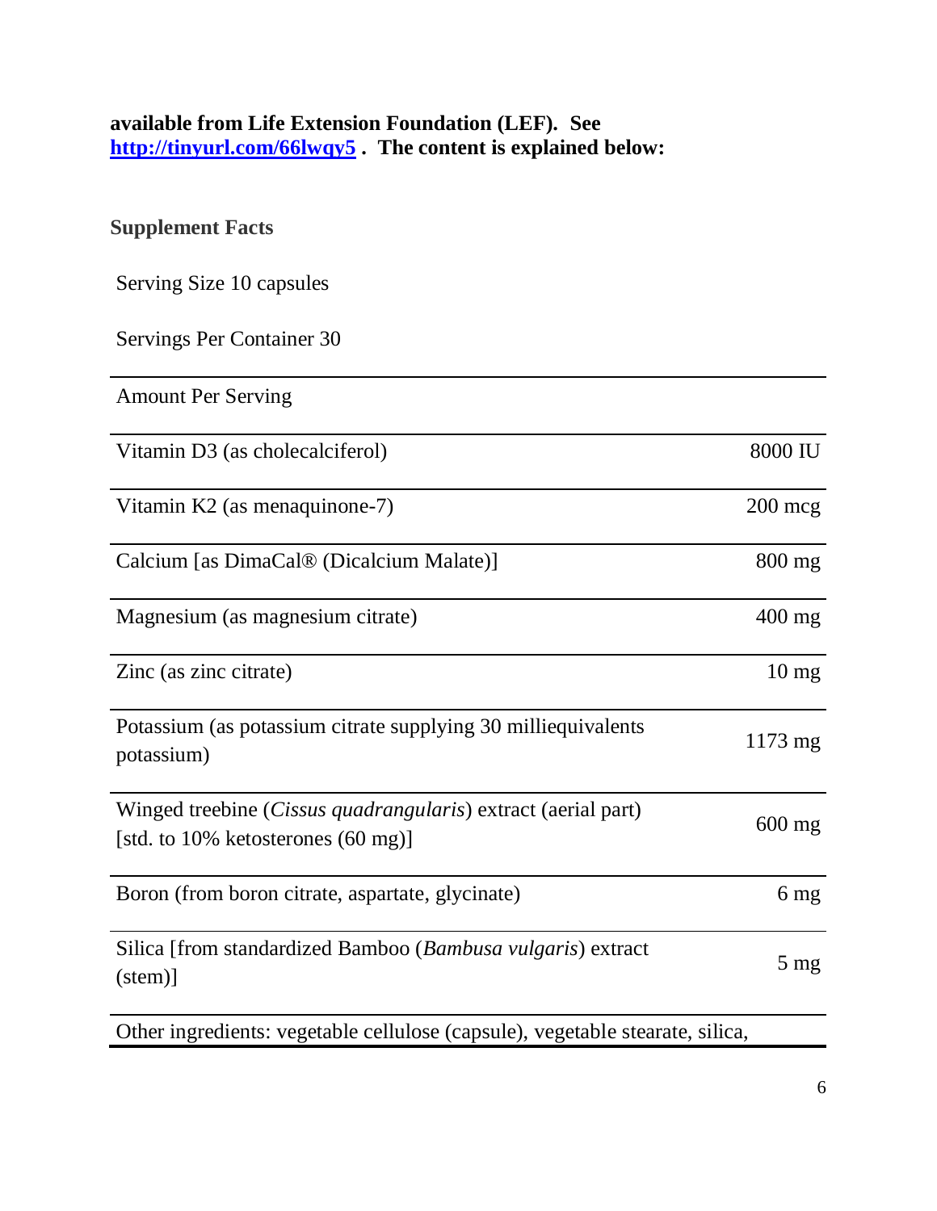**available from Life Extension Foundation (LEF). See [http://tinyurl.com/66lwqy5](http://tinyurl.com/66lwqy5) . The content is explained below:**

**Supplement Facts**

Serving Size 10 capsules

Servings Per Container 30

| Amount Per Serving | |
|---|---|
| Vitamin D3 (as cholecalciferol) | 8000 IU |
| Vitamin K2 (as menaquinone-7) | 200 mcg |
| Calcium [as DimaCal® (Dicalcium Malate)] | 800 mg |
| Magnesium (as magnesium citrate) | 400 mg |
| Zinc (as zinc citrate) | 10 mg |
| Potassium (as potassium citrate supplying 30 milliequivalents potassium) | 1173 mg |
| Winged treebine (*Cissus quadrangularis*) extract (aerial part) [std. to 10% ketosterones (60 mg)] | 600 mg |
| Boron (from boron citrate, aspartate, glycinate) | 6 mg |
| Silica [from standardized Bamboo (*Bambusa vulgaris*) extract (stem)] | 5 mg |
| Other ingredients: vegetable cellulose (capsule), vegetable stearate, silica, | |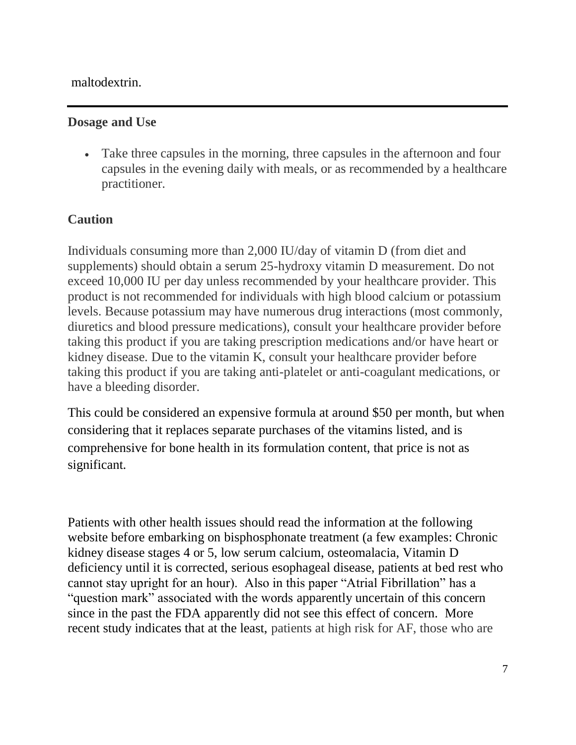maltodextrin.

---

**Dosage and Use**

- Take three capsules in the morning, three capsules in the afternoon and four capsules in the evening daily with meals, or as recommended by a healthcare practitioner.

**Caution**

Individuals consuming more than 2,000 IU/day of vitamin D (from diet and supplements) should obtain a serum 25-hydroxy vitamin D measurement. Do not exceed 10,000 IU per day unless recommended by your healthcare provider. This product is not recommended for individuals with high blood calcium or potassium levels. Because potassium may have numerous drug interactions (most commonly, diuretics and blood pressure medications), consult your healthcare provider before taking this product if you are taking prescription medications and/or have heart or kidney disease. Due to the vitamin K, consult your healthcare provider before taking this product if you are taking anti-platelet or anti-coagulant medications, or have a bleeding disorder.

This could be considered an expensive formula at around $50 per month, but when considering that it replaces separate purchases of the vitamins listed, and is comprehensive for bone health in its formulation content, that price is not as significant.

Patients with other health issues should read the information at the following website before embarking on bisphosphonate treatment (a few examples: Chronic kidney disease stages 4 or 5, low serum calcium, osteomalacia, Vitamin D deficiency until it is corrected, serious esophageal disease, patients at bed rest who cannot stay upright for an hour). Also in this paper "Atrial Fibrillation" has a "question mark" associated with the words apparently uncertain of this concern since in the past the FDA apparently did not see this effect of concern. More recent study indicates that at the least, patients at high risk for AF, those who are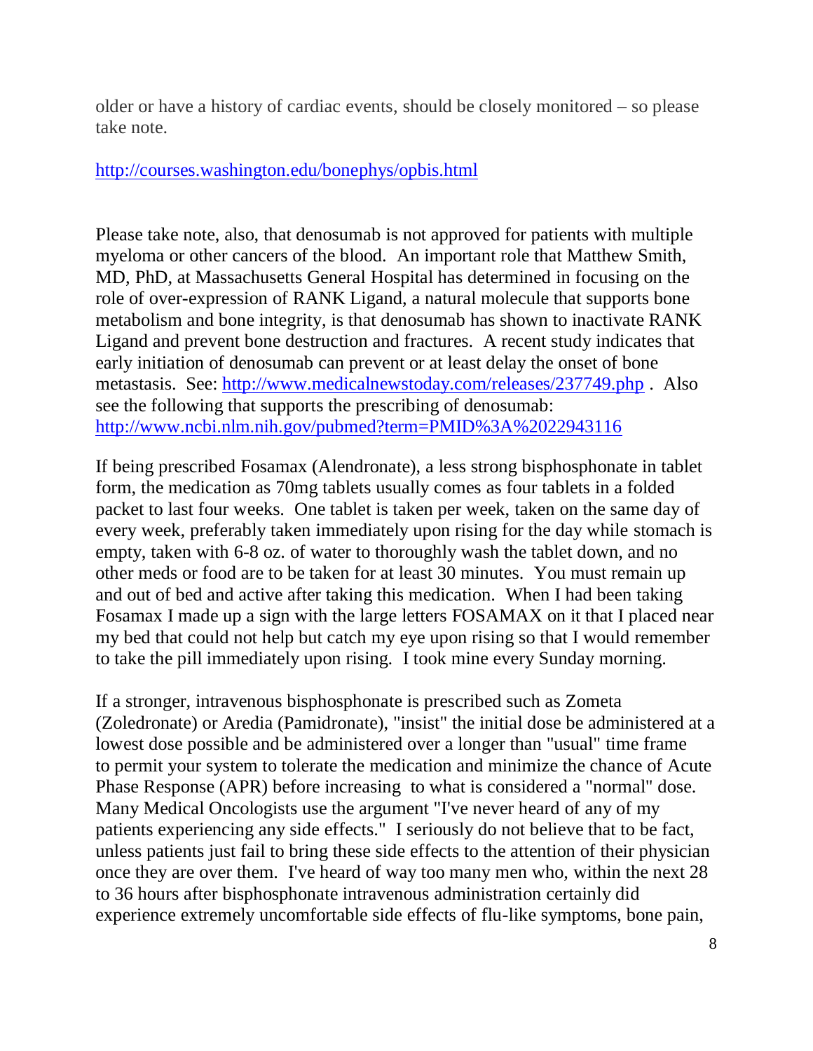older or have a history of cardiac events, should be closely monitored – so please take note.

http://courses.washington.edu/bonephys/opbis.html

Please take note, also, that denosumab is not approved for patients with multiple myeloma or other cancers of the blood. An important role that Matthew Smith, MD, PhD, at Massachusetts General Hospital has determined in focusing on the role of over-expression of RANK Ligand, a natural molecule that supports bone metabolism and bone integrity, is that denosumab has shown to inactivate RANK Ligand and prevent bone destruction and fractures. A recent study indicates that early initiation of denosumab can prevent or at least delay the onset of bone metastasis. See: http://www.medicalnewstoday.com/releases/237749.php . Also see the following that supports the prescribing of denosumab: http://www.ncbi.nlm.nih.gov/pubmed?term=PMID%3A%2022943116

If being prescribed Fosamax (Alendronate), a less strong bisphosphonate in tablet form, the medication as 70mg tablets usually comes as four tablets in a folded packet to last four weeks. One tablet is taken per week, taken on the same day of every week, preferably taken immediately upon rising for the day while stomach is empty, taken with 6-8 oz. of water to thoroughly wash the tablet down, and no other meds or food are to be taken for at least 30 minutes. You must remain up and out of bed and active after taking this medication. When I had been taking Fosamax I made up a sign with the large letters FOSAMAX on it that I placed near my bed that could not help but catch my eye upon rising so that I would remember to take the pill immediately upon rising. I took mine every Sunday morning.

If a stronger, intravenous bisphosphonate is prescribed such as Zometa (Zoledronate) or Aredia (Pamidronate), "insist" the initial dose be administered at a lowest dose possible and be administered over a longer than "usual" time frame to permit your system to tolerate the medication and minimize the chance of Acute Phase Response (APR) before increasing to what is considered a "normal" dose. Many Medical Oncologists use the argument "I've never heard of any of my patients experiencing any side effects." I seriously do not believe that to be fact, unless patients just fail to bring these side effects to the attention of their physician once they are over them. I've heard of way too many men who, within the next 28 to 36 hours after bisphosphonate intravenous administration certainly did experience extremely uncomfortable side effects of flu-like symptoms, bone pain,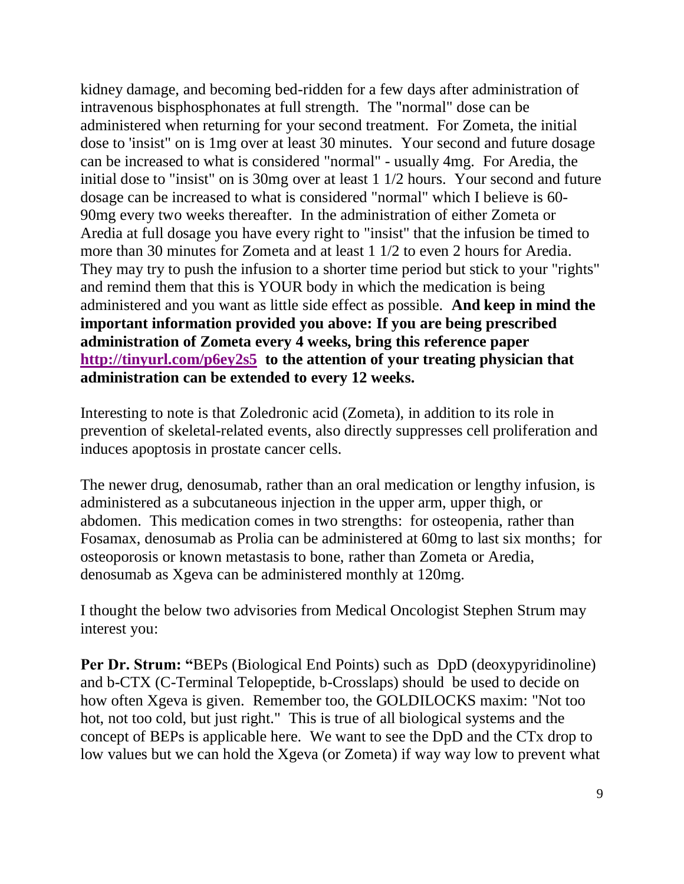kidney damage, and becoming bed-ridden for a few days after administration of intravenous bisphosphonates at full strength. The "normal" dose can be administered when returning for your second treatment. For Zometa, the initial dose to 'insist" on is 1mg over at least 30 minutes. Your second and future dosage can be increased to what is considered "normal" - usually 4mg. For Aredia, the initial dose to "insist" on is 30mg over at least 1 1/2 hours. Your second and future dosage can be increased to what is considered "normal" which I believe is 60-90mg every two weeks thereafter. In the administration of either Zometa or Aredia at full dosage you have every right to "insist" that the infusion be timed to more than 30 minutes for Zometa and at least 1 1/2 to even 2 hours for Aredia. They may try to push the infusion to a shorter time period but stick to your "rights" and remind them that this is YOUR body in which the medication is being administered and you want as little side effect as possible. **And keep in mind the important information provided you above: If you are being prescribed administration of Zometa every 4 weeks, bring this reference paper [http://tinyurl.com/p6ey2s5](http://tinyurl.com/p6ey2s5) to the attention of your treating physician that administration can be extended to every 12 weeks.**

Interesting to note is that Zoledronic acid (Zometa), in addition to its role in prevention of skeletal-related events, also directly suppresses cell proliferation and induces apoptosis in prostate cancer cells.

The newer drug, denosumab, rather than an oral medication or lengthy infusion, is administered as a subcutaneous injection in the upper arm, upper thigh, or abdomen. This medication comes in two strengths: for osteopenia, rather than Fosamax, denosumab as Prolia can be administered at 60mg to last six months; for osteoporosis or known metastasis to bone, rather than Zometa or Aredia, denosumab as Xgeva can be administered monthly at 120mg.

I thought the below two advisories from Medical Oncologist Stephen Strum may interest you:

**Per Dr. Strum: "**BEPs (Biological End Points) such as DpD (deoxypyridinoline) and b-CTX (C-Terminal Telopeptide, b-Crosslaps) should be used to decide on how often Xgeva is given. Remember too, the GOLDILOCKS maxim: "Not too hot, not too cold, but just right." This is true of all biological systems and the concept of BEPs is applicable here. We want to see the DpD and the CTx drop to low values but we can hold the Xgeva (or Zometa) if way way low to prevent what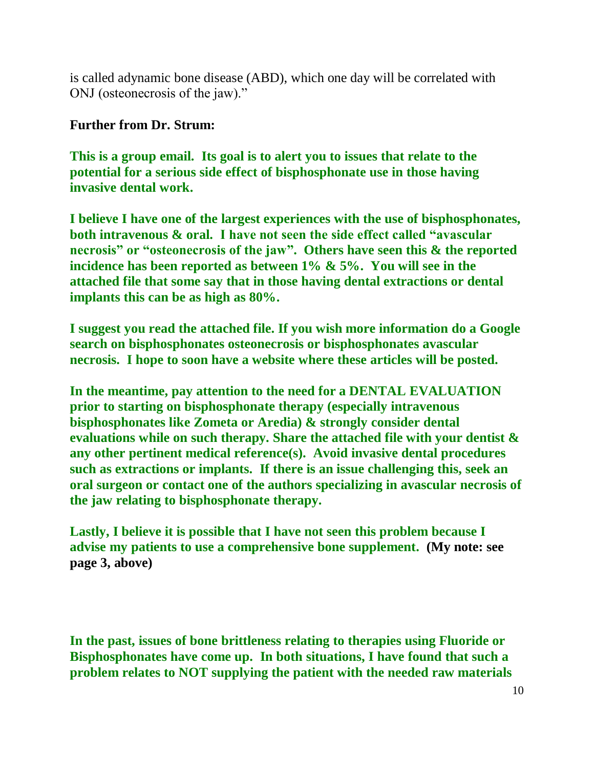is called adynamic bone disease (ABD), which one day will be correlated with ONJ (osteonecrosis of the jaw)."

**Further from Dr. Strum:**

**This is a group email. Its goal is to alert you to issues that relate to the potential for a serious side effect of bisphosphonate use in those having invasive dental work.**

**I believe I have one of the largest experiences with the use of bisphosphonates, both intravenous & oral. I have not seen the side effect called "avascular necrosis" or "osteonecrosis of the jaw". Others have seen this & the reported incidence has been reported as between 1% & 5%. You will see in the attached file that some say that in those having dental extractions or dental implants this can be as high as 80%.**

**I suggest you read the attached file. If you wish more information do a Google search on bisphosphonates osteonecrosis or bisphosphonates avascular necrosis. I hope to soon have a website where these articles will be posted.**

**In the meantime, pay attention to the need for a DENTAL EVALUATION prior to starting on bisphosphonate therapy (especially intravenous bisphosphonates like Zometa or Aredia) & strongly consider dental evaluations while on such therapy. Share the attached file with your dentist & any other pertinent medical reference(s). Avoid invasive dental procedures such as extractions or implants. If there is an issue challenging this, seek an oral surgeon or contact one of the authors specializing in avascular necrosis of the jaw relating to bisphosphonate therapy.**

**Lastly, I believe it is possible that I have not seen this problem because I advise my patients to use a comprehensive bone supplement. (My note: see page 3, above)**

**In the past, issues of bone brittleness relating to therapies using Fluoride or Bisphosphonates have come up. In both situations, I have found that such a problem relates to NOT supplying the patient with the needed raw materials**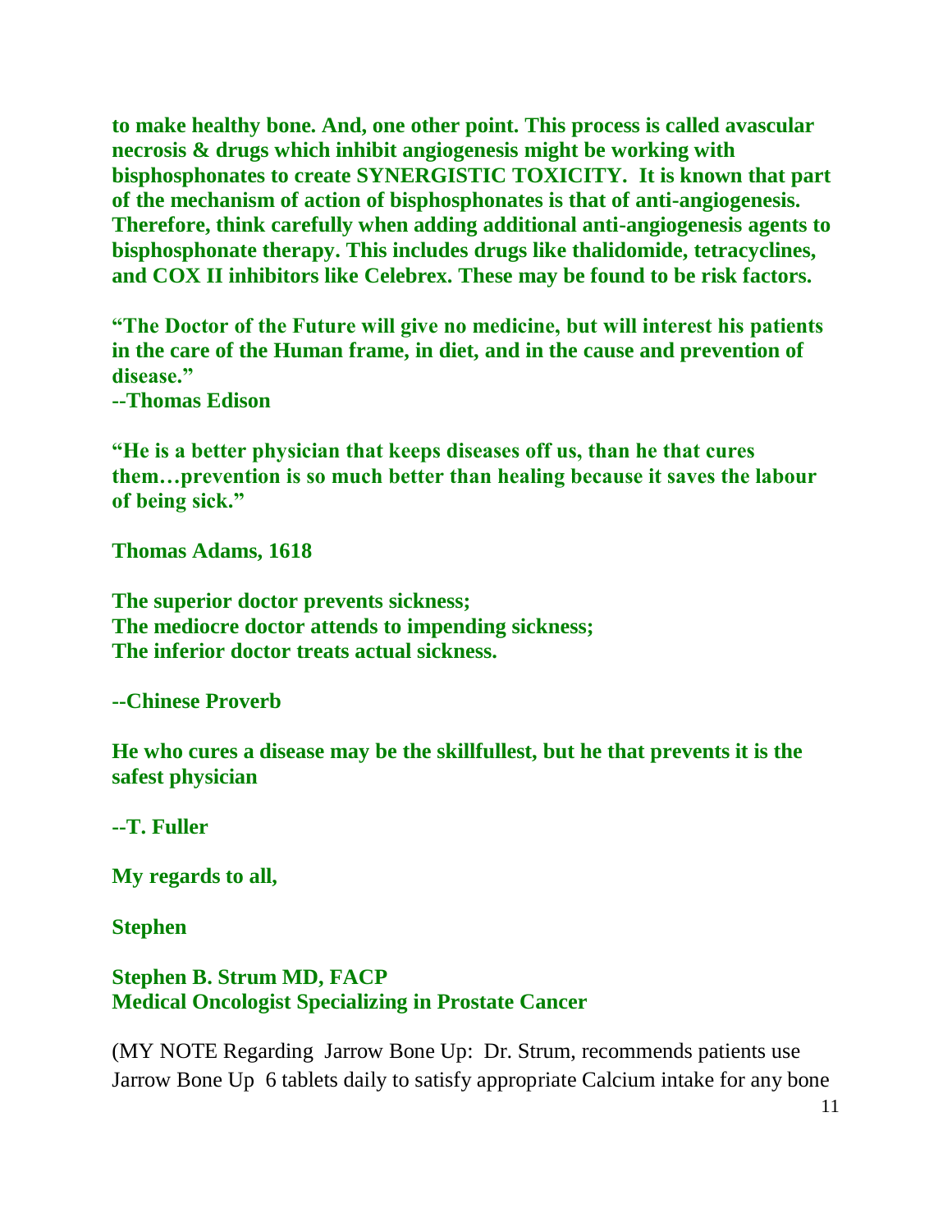**to make healthy bone. And, one other point. This process is called avascular necrosis & drugs which inhibit angiogenesis might be working with bisphosphonates to create SYNERGISTIC TOXICITY. It is known that part of the mechanism of action of bisphosphonates is that of anti-angiogenesis. Therefore, think carefully when adding additional anti-angiogenesis agents to bisphosphonate therapy. This includes drugs like thalidomide, tetracyclines, and COX II inhibitors like Celebrex. These may be found to be risk factors.**

**"The Doctor of the Future will give no medicine, but will interest his patients in the care of the Human frame, in diet, and in the cause and prevention of disease."**
**--Thomas Edison**

**"He is a better physician that keeps diseases off us, than he that cures them…prevention is so much better than healing because it saves the labour of being sick."**

**Thomas Adams, 1618**

**The superior doctor prevents sickness;**
**The mediocre doctor attends to impending sickness;**
**The inferior doctor treats actual sickness.**

**--Chinese Proverb**

**He who cures a disease may be the skillfullest, but he that prevents it is the safest physician**

**--T. Fuller**

**My regards to all,**

**Stephen**

**Stephen B. Strum MD, FACP**
**Medical Oncologist Specializing in Prostate Cancer**

(MY NOTE Regarding Jarrow Bone Up: Dr. Strum, recommends patients use Jarrow Bone Up 6 tablets daily to satisfy appropriate Calcium intake for any bone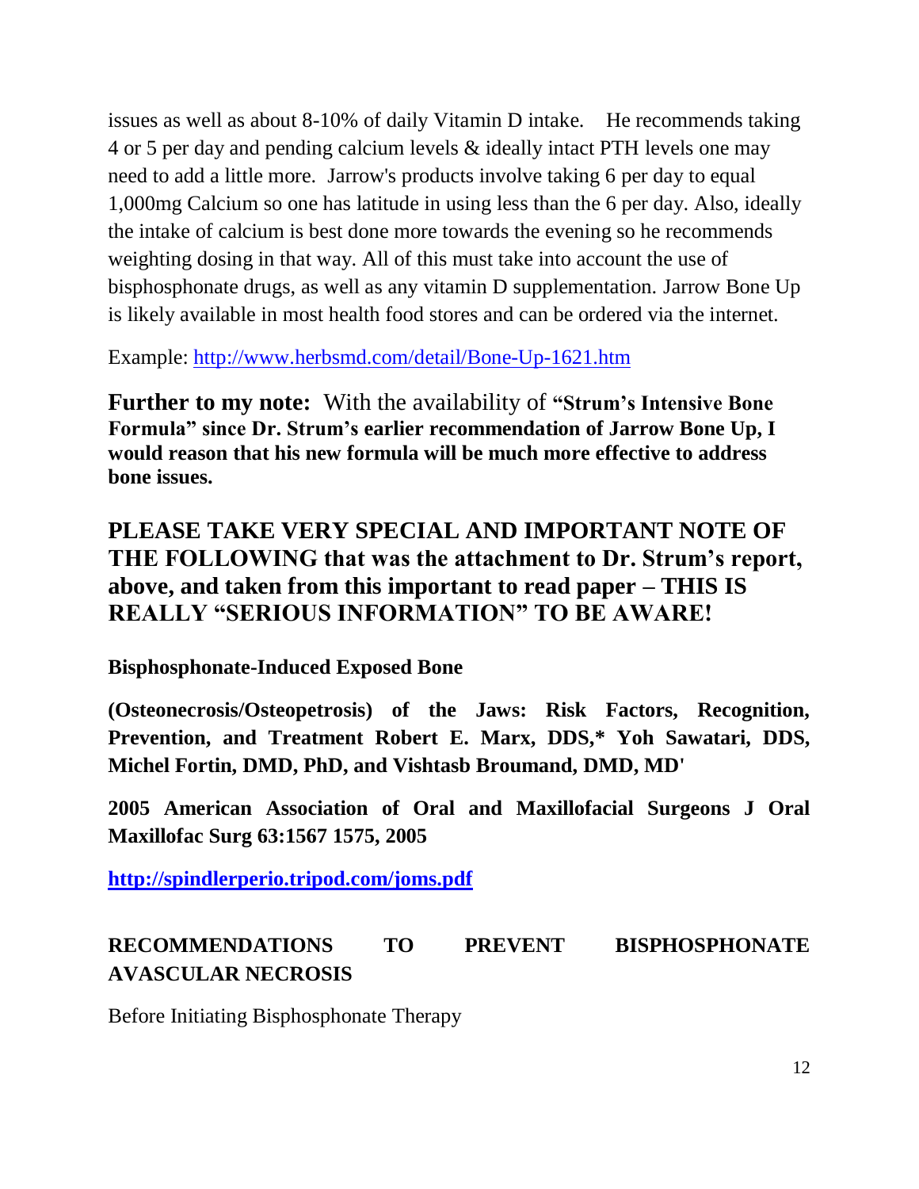issues as well as about 8-10% of daily Vitamin D intake. He recommends taking 4 or 5 per day and pending calcium levels & ideally intact PTH levels one may need to add a little more. Jarrow's products involve taking 6 per day to equal 1,000mg Calcium so one has latitude in using less than the 6 per day. Also, ideally the intake of calcium is best done more towards the evening so he recommends weighting dosing in that way. All of this must take into account the use of bisphosphonate drugs, as well as any vitamin D supplementation. Jarrow Bone Up is likely available in most health food stores and can be ordered via the internet.

Example: http://www.herbsmd.com/detail/Bone-Up-1621.htm

**Further to my note:** With the availability of **"Strum's Intensive Bone Formula" since Dr. Strum's earlier recommendation of Jarrow Bone Up, I would reason that his new formula will be much more effective to address bone issues.**

## PLEASE TAKE VERY SPECIAL AND IMPORTANT NOTE OF THE FOLLOWING that was the attachment to Dr. Strum's report, above, and taken from this important to read paper – THIS IS REALLY "SERIOUS INFORMATION" TO BE AWARE!

**Bisphosphonate-Induced Exposed Bone**

**(Osteonecrosis/Osteopetrosis) of the Jaws: Risk Factors, Recognition, Prevention, and Treatment Robert E. Marx, DDS,* Yoh Sawatari, DDS, Michel Fortin, DMD, PhD, and Vishtasb Broumand, DMD, MD'**

**2005 American Association of Oral and Maxillofacial Surgeons J Oral Maxillofac Surg 63:1567 1575, 2005**

**http://spindlerperio.tripod.com/joms.pdf**

### RECOMMENDATIONS TO PREVENT BISPHOSPHONATE AVASCULAR NECROSIS

Before Initiating Bisphosphonate Therapy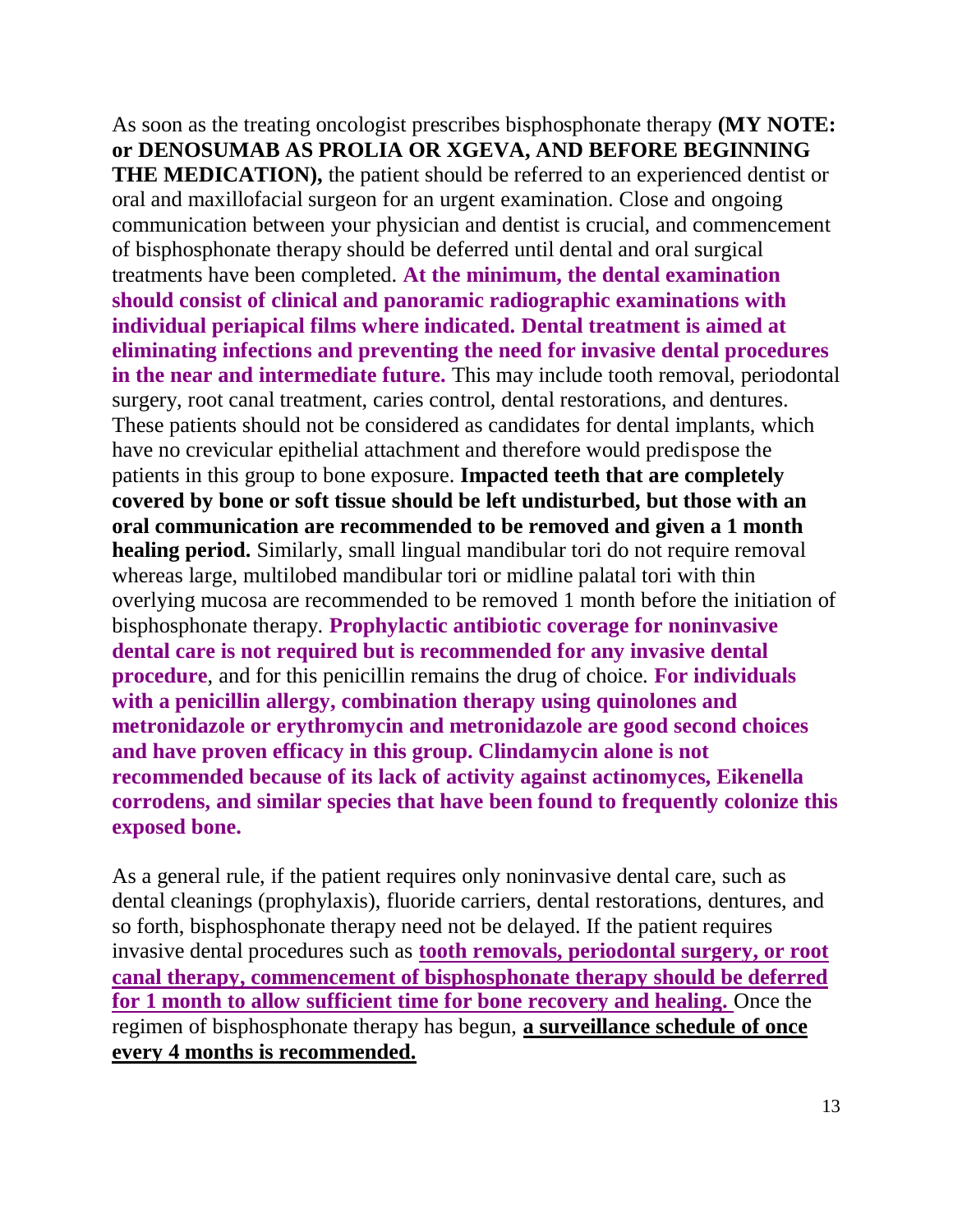As soon as the treating oncologist prescribes bisphosphonate therapy **(MY NOTE: or DENOSUMAB AS PROLIA OR XGEVA, AND BEFORE BEGINNING THE MEDICATION),** the patient should be referred to an experienced dentist or oral and maxillofacial surgeon for an urgent examination. Close and ongoing communication between your physician and dentist is crucial, and commencement of bisphosphonate therapy should be deferred until dental and oral surgical treatments have been completed. **At the minimum, the dental examination should consist of clinical and panoramic radiographic examinations with individual periapical films where indicated. Dental treatment is aimed at eliminating infections and preventing the need for invasive dental procedures in the near and intermediate future.** This may include tooth removal, periodontal surgery, root canal treatment, caries control, dental restorations, and dentures. These patients should not be considered as candidates for dental implants, which have no crevicular epithelial attachment and therefore would predispose the patients in this group to bone exposure. **Impacted teeth that are completely covered by bone or soft tissue should be left undisturbed, but those with an oral communication are recommended to be removed and given a 1 month healing period.** Similarly, small lingual mandibular tori do not require removal whereas large, multilobed mandibular tori or midline palatal tori with thin overlying mucosa are recommended to be removed 1 month before the initiation of bisphosphonate therapy. **Prophylactic antibiotic coverage for noninvasive dental care is not required but is recommended for any invasive dental procedure**, and for this penicillin remains the drug of choice. **For individuals with a penicillin allergy, combination therapy using quinolones and metronidazole or erythromycin and metronidazole are good second choices and have proven efficacy in this group. Clindamycin alone is not recommended because of its lack of activity against actinomyces, Eikenella corrodens, and similar species that have been found to frequently colonize this exposed bone.**

As a general rule, if the patient requires only noninvasive dental care, such as dental cleanings (prophylaxis), fluoride carriers, dental restorations, dentures, and so forth, bisphosphonate therapy need not be delayed. If the patient requires invasive dental procedures such as **tooth removals, periodontal surgery, or root canal therapy, commencement of bisphosphonate therapy should be deferred for 1 month to allow sufficient time for bone recovery and healing.** Once the regimen of bisphosphonate therapy has begun, **a surveillance schedule of once every 4 months is recommended.**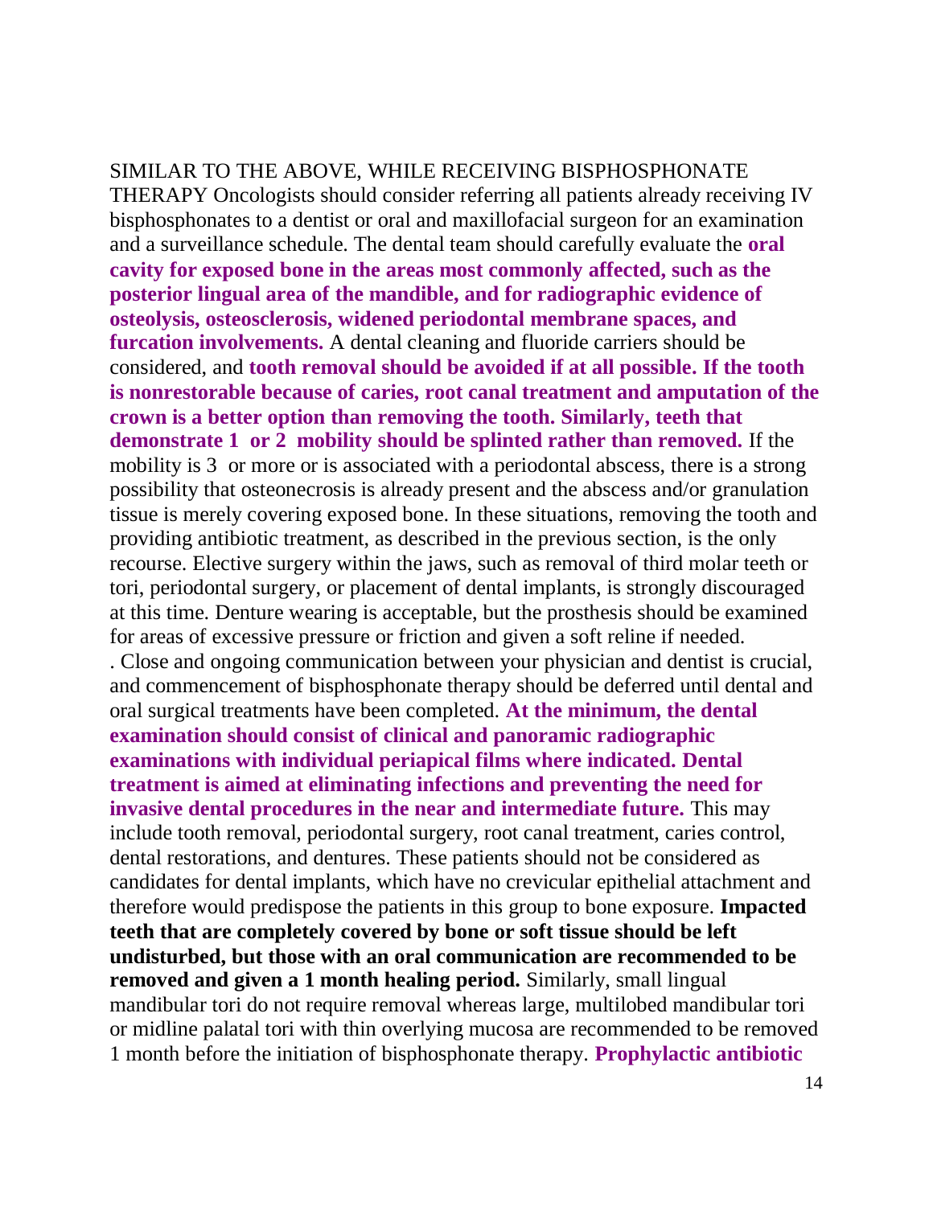SIMILAR TO THE ABOVE, WHILE RECEIVING BISPHOSPHONATE THERAPY Oncologists should consider referring all patients already receiving IV bisphosphonates to a dentist or oral and maxillofacial surgeon for an examination and a surveillance schedule. The dental team should carefully evaluate the **oral cavity for exposed bone in the areas most commonly affected, such as the posterior lingual area of the mandible, and for radiographic evidence of osteolysis, osteosclerosis, widened periodontal membrane spaces, and furcation involvements.** A dental cleaning and fluoride carriers should be considered, and **tooth removal should be avoided if at all possible. If the tooth is nonrestorable because of caries, root canal treatment and amputation of the crown is a better option than removing the tooth. Similarly, teeth that demonstrate 1 or 2 mobility should be splinted rather than removed.** If the mobility is 3 or more or is associated with a periodontal abscess, there is a strong possibility that osteonecrosis is already present and the abscess and/or granulation tissue is merely covering exposed bone. In these situations, removing the tooth and providing antibiotic treatment, as described in the previous section, is the only recourse. Elective surgery within the jaws, such as removal of third molar teeth or tori, periodontal surgery, or placement of dental implants, is strongly discouraged at this time. Denture wearing is acceptable, but the prosthesis should be examined for areas of excessive pressure or friction and given a soft reline if needed.

. Close and ongoing communication between your physician and dentist is crucial, and commencement of bisphosphonate therapy should be deferred until dental and oral surgical treatments have been completed. **At the minimum, the dental examination should consist of clinical and panoramic radiographic examinations with individual periapical films where indicated. Dental treatment is aimed at eliminating infections and preventing the need for invasive dental procedures in the near and intermediate future.** This may include tooth removal, periodontal surgery, root canal treatment, caries control, dental restorations, and dentures. These patients should not be considered as candidates for dental implants, which have no crevicular epithelial attachment and therefore would predispose the patients in this group to bone exposure. **Impacted teeth that are completely covered by bone or soft tissue should be left undisturbed, but those with an oral communication are recommended to be removed and given a 1 month healing period.** Similarly, small lingual mandibular tori do not require removal whereas large, multilobed mandibular tori or midline palatal tori with thin overlying mucosa are recommended to be removed 1 month before the initiation of bisphosphonate therapy. **Prophylactic antibiotic**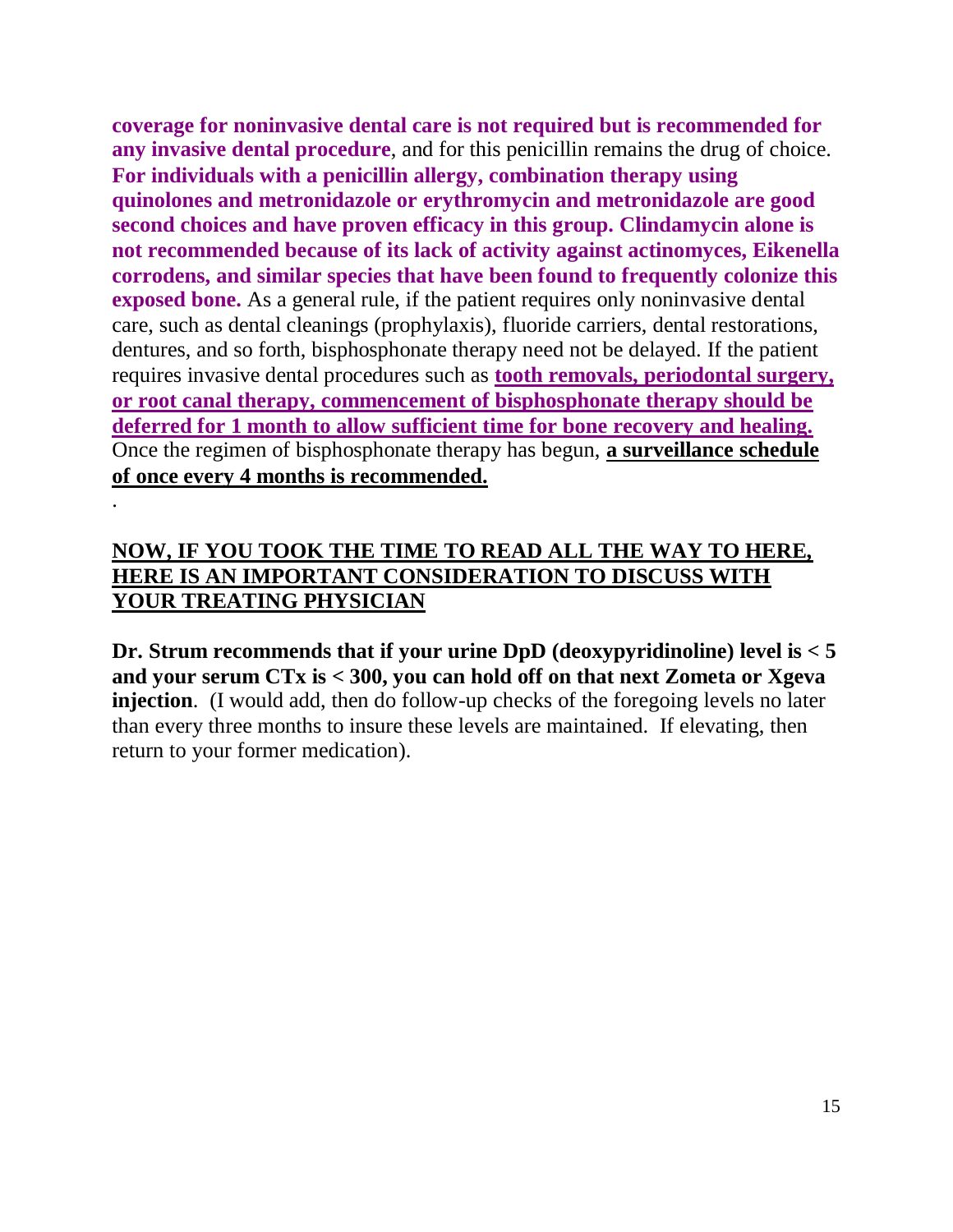**coverage for noninvasive dental care is not required but is recommended for any invasive dental procedure**, and for this penicillin remains the drug of choice. **For individuals with a penicillin allergy, combination therapy using quinolones and metronidazole or erythromycin and metronidazole are good second choices and have proven efficacy in this group. Clindamycin alone is not recommended because of its lack of activity against actinomyces, Eikenella corrodens, and similar species that have been found to frequently colonize this exposed bone.** As a general rule, if the patient requires only noninvasive dental care, such as dental cleanings (prophylaxis), fluoride carriers, dental restorations, dentures, and so forth, bisphosphonate therapy need not be delayed. If the patient requires invasive dental procedures such as **<u>tooth removals, periodontal surgery, or root canal therapy, commencement of bisphosphonate therapy should be deferred for 1 month to allow sufficient time for bone recovery and healing.</u>** Once the regimen of bisphosphonate therapy has begun, **<u>a surveillance schedule of once every 4 months is recommended.</u>**

.

**<u>NOW, IF YOU TOOK THE TIME TO READ ALL THE WAY TO HERE, HERE IS AN IMPORTANT CONSIDERATION TO DISCUSS WITH YOUR TREATING PHYSICIAN</u>**

**Dr. Strum recommends that if your urine DpD (deoxypyridinoline) level is < 5 and your serum CTx is < 300, you can hold off on that next Zometa or Xgeva injection**. (I would add, then do follow-up checks of the foregoing levels no later than every three months to insure these levels are maintained. If elevating, then return to your former medication).